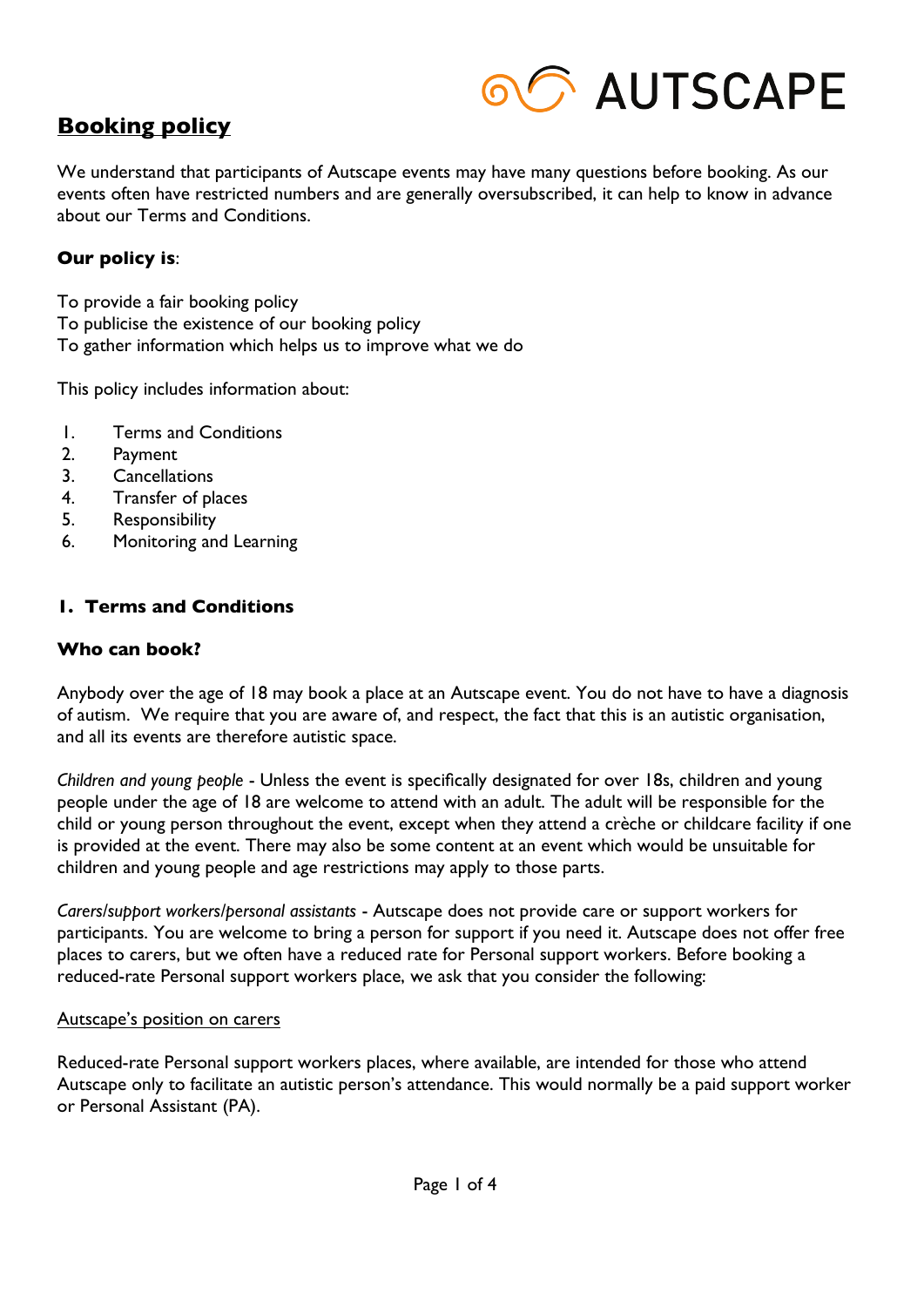AUTSCAPE

# Booking policy

We understand that participants of Autscape events may have many questions before booking. As our events often have restricted numbers and are generally oversubscribed, it can help to know in advance about our Terms and Conditions.

**Our policy is**:

To provide a fair booking policy
To publicise the existence of our booking policy
To gather information which helps us to improve what we do

This policy includes information about:

1. Terms and Conditions
2. Payment
3. Cancellations
4. Transfer of places
5. Responsibility
6. Monitoring and Learning

## 1. Terms and Conditions

### Who can book?

Anybody over the age of 18 may book a place at an Autscape event. You do not have to have a diagnosis of autism. We require that you are aware of, and respect, the fact that this is an autistic organisation, and all its events are therefore autistic space.

*Children and young people* - Unless the event is specifically designated for over 18s, children and young people under the age of 18 are welcome to attend with an adult. The adult will be responsible for the child or young person throughout the event, except when they attend a crèche or childcare facility if one is provided at the event. There may also be some content at an event which would be unsuitable for children and young people and age restrictions may apply to those parts.

*Carers/support workers/personal assistants* - Autscape does not provide care or support workers for participants. You are welcome to bring a person for support if you need it. Autscape does not offer free places to carers, but we often have a reduced rate for Personal support workers. Before booking a reduced-rate Personal support workers place, we ask that you consider the following:

<u>Autscape's position on carers</u>

Reduced-rate Personal support workers places, where available, are intended for those who attend Autscape only to facilitate an autistic person's attendance. This would normally be a paid support worker or Personal Assistant (PA).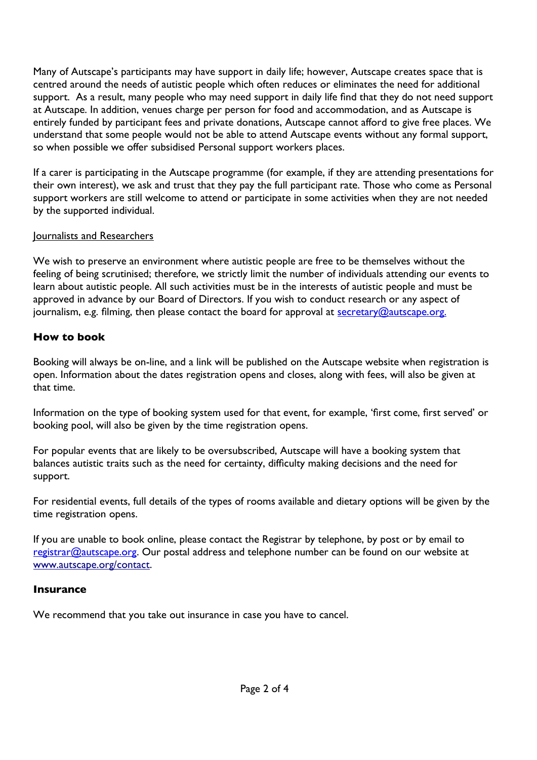Many of Autscape's participants may have support in daily life; however, Autscape creates space that is centred around the needs of autistic people which often reduces or eliminates the need for additional support. As a result, many people who may need support in daily life find that they do not need support at Autscape. In addition, venues charge per person for food and accommodation, and as Autscape is entirely funded by participant fees and private donations, Autscape cannot afford to give free places. We understand that some people would not be able to attend Autscape events without any formal support, so when possible we offer subsidised Personal support workers places.

If a carer is participating in the Autscape programme (for example, if they are attending presentations for their own interest), we ask and trust that they pay the full participant rate. Those who come as Personal support workers are still welcome to attend or participate in some activities when they are not needed by the supported individual.

Journalists and Researchers

We wish to preserve an environment where autistic people are free to be themselves without the feeling of being scrutinised; therefore, we strictly limit the number of individuals attending our events to learn about autistic people. All such activities must be in the interests of autistic people and must be approved in advance by our Board of Directors. If you wish to conduct research or any aspect of journalism, e.g. filming, then please contact the board for approval at secretary@autscape.org.

## How to book

Booking will always be on-line, and a link will be published on the Autscape website when registration is open. Information about the dates registration opens and closes, along with fees, will also be given at that time.

Information on the type of booking system used for that event, for example, 'first come, first served' or booking pool, will also be given by the time registration opens.

For popular events that are likely to be oversubscribed, Autscape will have a booking system that balances autistic traits such as the need for certainty, difficulty making decisions and the need for support.

For residential events, full details of the types of rooms available and dietary options will be given by the time registration opens.

If you are unable to book online, please contact the Registrar by telephone, by post or by email to registrar@autscape.org. Our postal address and telephone number can be found on our website at www.autscape.org/contact.

## Insurance

We recommend that you take out insurance in case you have to cancel.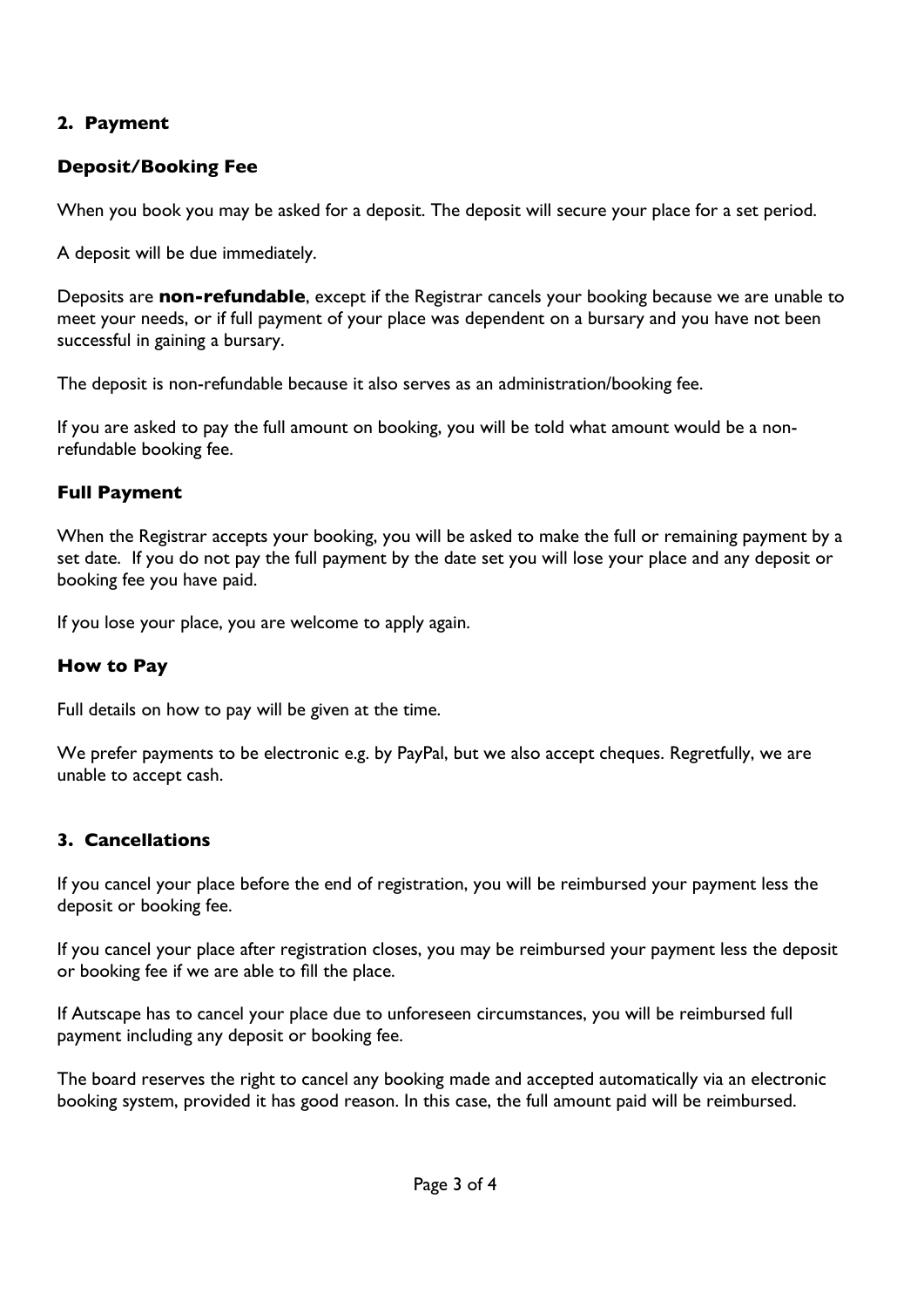## 2. Payment

### Deposit/Booking Fee

When you book you may be asked for a deposit. The deposit will secure your place for a set period.

A deposit will be due immediately.

Deposits are **non-refundable**, except if the Registrar cancels your booking because we are unable to meet your needs, or if full payment of your place was dependent on a bursary and you have not been successful in gaining a bursary.

The deposit is non-refundable because it also serves as an administration/booking fee.

If you are asked to pay the full amount on booking, you will be told what amount would be a non-refundable booking fee.

### Full Payment

When the Registrar accepts your booking, you will be asked to make the full or remaining payment by a set date. If you do not pay the full payment by the date set you will lose your place and any deposit or booking fee you have paid.

If you lose your place, you are welcome to apply again.

### How to Pay

Full details on how to pay will be given at the time.

We prefer payments to be electronic e.g. by PayPal, but we also accept cheques. Regretfully, we are unable to accept cash.

## 3. Cancellations

If you cancel your place before the end of registration, you will be reimbursed your payment less the deposit or booking fee.

If you cancel your place after registration closes, you may be reimbursed your payment less the deposit or booking fee if we are able to fill the place.

If Autscape has to cancel your place due to unforeseen circumstances, you will be reimbursed full payment including any deposit or booking fee.

The board reserves the right to cancel any booking made and accepted automatically via an electronic booking system, provided it has good reason. In this case, the full amount paid will be reimbursed.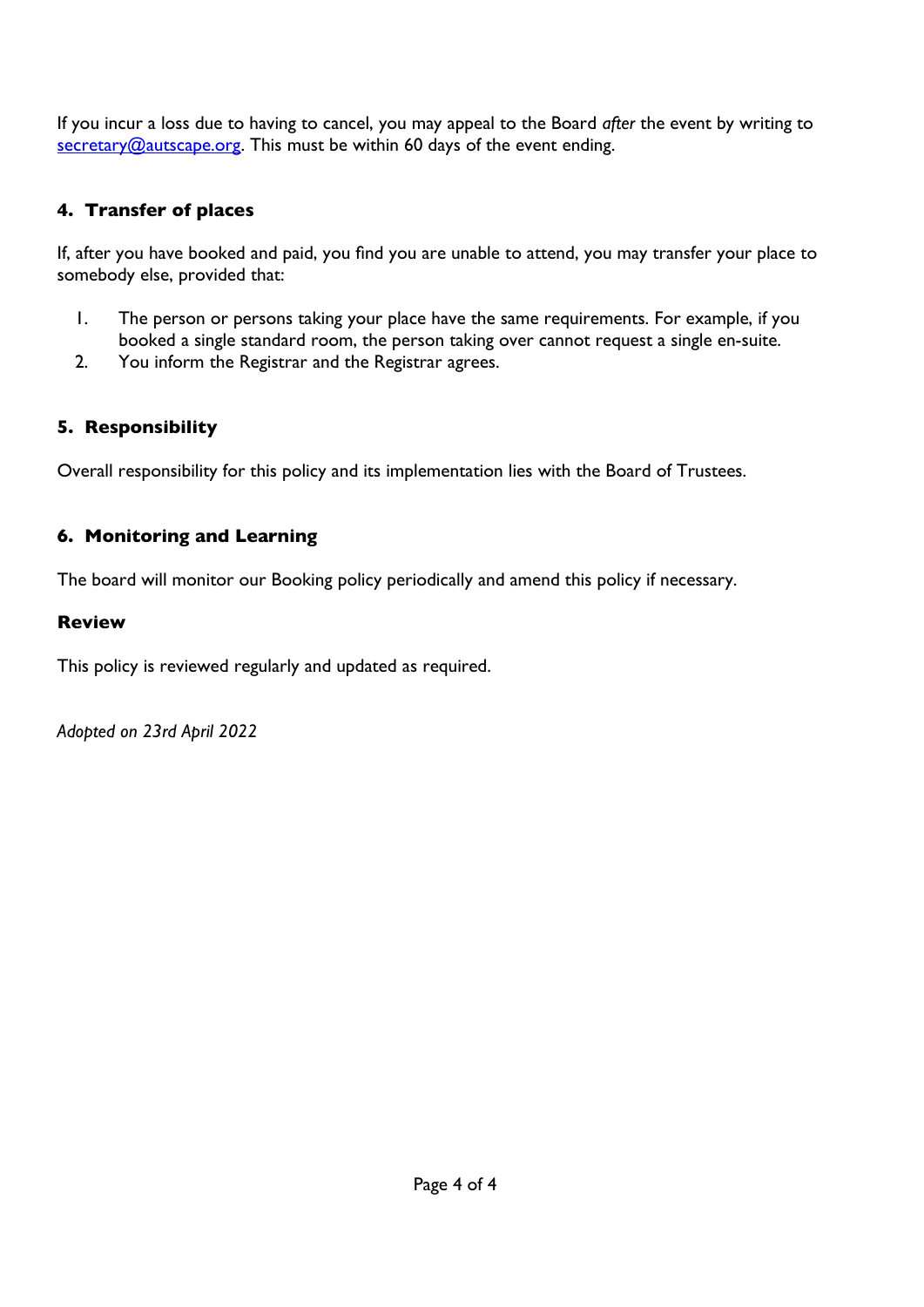If you incur a loss due to having to cancel, you may appeal to the Board *after* the event by writing to secretary@autscape.org. This must be within 60 days of the event ending.

### 4. Transfer of places

If, after you have booked and paid, you find you are unable to attend, you may transfer your place to somebody else, provided that:

1. The person or persons taking your place have the same requirements. For example, if you booked a single standard room, the person taking over cannot request a single en-suite.
2. You inform the Registrar and the Registrar agrees.

### 5. Responsibility

Overall responsibility for this policy and its implementation lies with the Board of Trustees.

### 6. Monitoring and Learning

The board will monitor our Booking policy periodically and amend this policy if necessary.

### Review

This policy is reviewed regularly and updated as required.

*Adopted on 23rd April 2022*